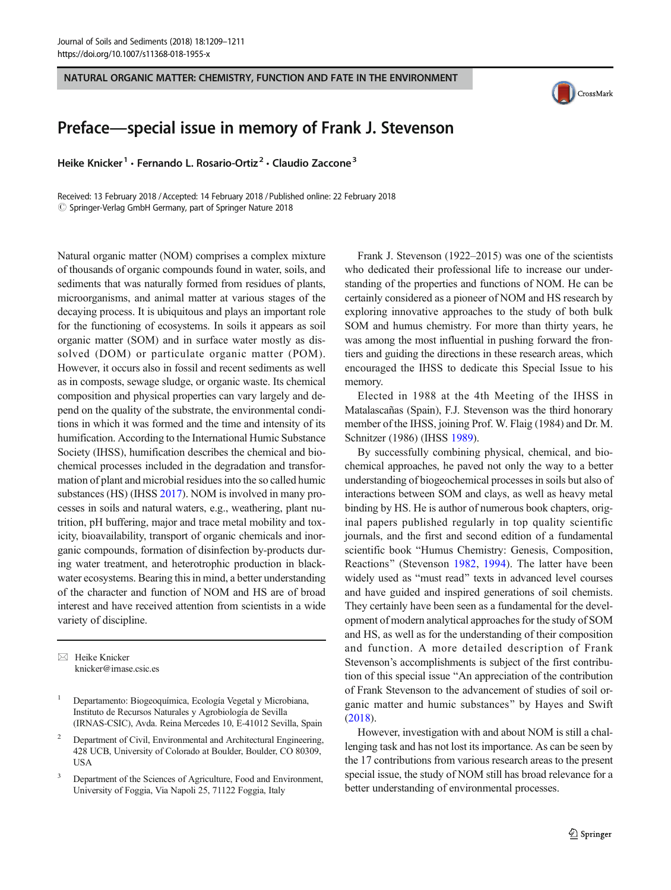NATURAL ORGANIC MATTER: CHEMISTRY, FUNCTION AND FATE IN THE ENVIRONMENT

# Preface—special issue in memory of Frank J. Stevenson

**Heike Knicker[1] · Fernando L. Rosario-Ortiz[2] · Claudio Zaccone[3]**

Received: 13 February 2018 / Accepted: 14 February 2018 / Published online: 22 February 2018
© Springer-Verlag GmbH Germany, part of Springer Nature 2018

Natural organic matter (NOM) comprises a complex mixture of thousands of organic compounds found in water, soils, and sediments that was naturally formed from residues of plants, microorganisms, and animal matter at various stages of the decaying process. It is ubiquitous and plays an important role for the functioning of ecosystems. In soils it appears as soil organic matter (SOM) and in surface water mostly as dissolved (DOM) or particulate organic matter (POM). However, it occurs also in fossil and recent sediments as well as in composts, sewage sludge, or organic waste. Its chemical composition and physical properties can vary largely and depend on the quality of the substrate, the environmental conditions in which it was formed and the time and intensity of its humification. According to the International Humic Substance Society (IHSS), humification describes the chemical and biochemical processes included in the degradation and transformation of plant and microbial residues into the so called humic substances (HS) (IHSS 2017). NOM is involved in many processes in soils and natural waters, e.g., weathering, plant nutrition, pH buffering, major and trace metal mobility and toxicity, bioavailability, transport of organic chemicals and inorganic compounds, formation of disinfection by-products during water treatment, and heterotrophic production in blackwater ecosystems. Bearing this in mind, a better understanding of the character and function of NOM and HS are of broad interest and have received attention from scientists in a wide variety of discipline.

Frank J. Stevenson (1922–2015) was one of the scientists who dedicated their professional life to increase our understanding of the properties and functions of NOM. He can be certainly considered as a pioneer of NOM and HS research by exploring innovative approaches to the study of both bulk SOM and humus chemistry. For more than thirty years, he was among the most influential in pushing forward the frontiers and guiding the directions in these research areas, which encouraged the IHSS to dedicate this Special Issue to his memory.

Elected in 1988 at the 4th Meeting of the IHSS in Matalascañas (Spain), F.J. Stevenson was the third honorary member of the IHSS, joining Prof. W. Flaig (1984) and Dr. M. Schnitzer (1986) (IHSS 1989).

By successfully combining physical, chemical, and biochemical approaches, he paved not only the way to a better understanding of biogeochemical processes in soils but also of interactions between SOM and clays, as well as heavy metal binding by HS. He is author of numerous book chapters, original papers published regularly in top quality scientific journals, and the first and second edition of a fundamental scientific book "Humus Chemistry: Genesis, Composition, Reactions" (Stevenson 1982, 1994). The latter have been widely used as "must read" texts in advanced level courses and have guided and inspired generations of soil chemists. They certainly have been seen as a fundamental for the development of modern analytical approaches for the study of SOM and HS, as well as for the understanding of their composition and function. A more detailed description of Frank Stevenson's accomplishments is subject of the first contribution of this special issue "An appreciation of the contribution of Frank Stevenson to the advancement of studies of soil organic matter and humic substances" by Hayes and Swift (2018).

However, investigation with and about NOM is still a challenging task and has not lost its importance. As can be seen by the 17 contributions from various research areas to the present special issue, the study of NOM still has broad relevance for a better understanding of environmental processes.

---

✉ Heike Knicker
knicker@irnase.csic.es

[1] Departamento: Biogeoquímica, Ecología Vegetal y Microbiana, Instituto de Recursos Naturales y Agrobiología de Sevilla (IRNAS-CSIC), Avda. Reina Mercedes 10, E-41012 Sevilla, Spain

[2] Department of Civil, Environmental and Architectural Engineering, 428 UCB, University of Colorado at Boulder, Boulder, CO 80309, USA

[3] Department of the Sciences of Agriculture, Food and Environment, University of Foggia, Via Napoli 25, 71122 Foggia, Italy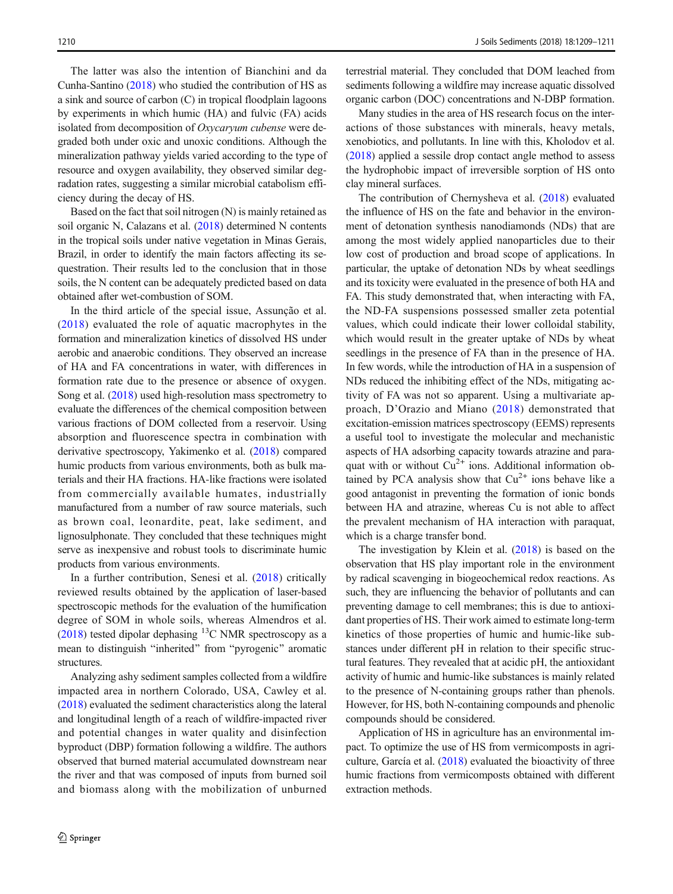The latter was also the intention of Bianchini and da Cunha-Santino (2018) who studied the contribution of HS as a sink and source of carbon (C) in tropical floodplain lagoons by experiments in which humic (HA) and fulvic (FA) acids isolated from decomposition of *Oxycaryum cubense* were degraded both under oxic and unoxic conditions. Although the mineralization pathway yields varied according to the type of resource and oxygen availability, they observed similar degradation rates, suggesting a similar microbial catabolism efficiency during the decay of HS.

Based on the fact that soil nitrogen (N) is mainly retained as soil organic N, Calazans et al. (2018) determined N contents in the tropical soils under native vegetation in Minas Gerais, Brazil, in order to identify the main factors affecting its sequestration. Their results led to the conclusion that in those soils, the N content can be adequately predicted based on data obtained after wet-combustion of SOM.

In the third article of the special issue, Assunção et al. (2018) evaluated the role of aquatic macrophytes in the formation and mineralization kinetics of dissolved HS under aerobic and anaerobic conditions. They observed an increase of HA and FA concentrations in water, with differences in formation rate due to the presence or absence of oxygen. Song et al. (2018) used high-resolution mass spectrometry to evaluate the differences of the chemical composition between various fractions of DOM collected from a reservoir. Using absorption and fluorescence spectra in combination with derivative spectroscopy, Yakimenko et al. (2018) compared humic products from various environments, both as bulk materials and their HA fractions. HA-like fractions were isolated from commercially available humates, industrially manufactured from a number of raw source materials, such as brown coal, leonardite, peat, lake sediment, and lignosulphonate. They concluded that these techniques might serve as inexpensive and robust tools to discriminate humic products from various environments.

In a further contribution, Senesi et al. (2018) critically reviewed results obtained by the application of laser-based spectroscopic methods for the evaluation of the humification degree of SOM in whole soils, whereas Almendros et al. (2018) tested dipolar dephasing $^{13}C$ NMR spectroscopy as a mean to distinguish "inherited" from "pyrogenic" aromatic structures.

Analyzing ashy sediment samples collected from a wildfire impacted area in northern Colorado, USA, Cawley et al. (2018) evaluated the sediment characteristics along the lateral and longitudinal length of a reach of wildfire-impacted river and potential changes in water quality and disinfection byproduct (DBP) formation following a wildfire. The authors observed that burned material accumulated downstream near the river and that was composed of inputs from burned soil and biomass along with the mobilization of unburned terrestrial material. They concluded that DOM leached from sediments following a wildfire may increase aquatic dissolved organic carbon (DOC) concentrations and N-DBP formation.

Many studies in the area of HS research focus on the interactions of those substances with minerals, heavy metals, xenobiotics, and pollutants. In line with this, Kholodov et al. (2018) applied a sessile drop contact angle method to assess the hydrophobic impact of irreversible sorption of HS onto clay mineral surfaces.

The contribution of Chernysheva et al. (2018) evaluated the influence of HS on the fate and behavior in the environment of detonation synthesis nanodiamonds (NDs) that are among the most widely applied nanoparticles due to their low cost of production and broad scope of applications. In particular, the uptake of detonation NDs by wheat seedlings and its toxicity were evaluated in the presence of both HA and FA. This study demonstrated that, when interacting with FA, the ND-FA suspensions possessed smaller zeta potential values, which could indicate their lower colloidal stability, which would result in the greater uptake of NDs by wheat seedlings in the presence of FA than in the presence of HA. In few words, while the introduction of HA in a suspension of NDs reduced the inhibiting effect of the NDs, mitigating activity of FA was not so apparent. Using a multivariate approach, D'Orazio and Miano (2018) demonstrated that excitation-emission matrices spectroscopy (EEMS) represents a useful tool to investigate the molecular and mechanistic aspects of HA adsorbing capacity towards atrazine and paraquat with or without $Cu^{2+}$ ions. Additional information obtained by PCA analysis show that $Cu^{2+}$ ions behave like a good antagonist in preventing the formation of ionic bonds between HA and atrazine, whereas Cu is not able to affect the prevalent mechanism of HA interaction with paraquat, which is a charge transfer bond.

The investigation by Klein et al. (2018) is based on the observation that HS play important role in the environment by radical scavenging in biogeochemical redox reactions. As such, they are influencing the behavior of pollutants and can preventing damage to cell membranes; this is due to antioxidant properties of HS. Their work aimed to estimate long-term kinetics of those properties of humic and humic-like substances under different pH in relation to their specific structural features. They revealed that at acidic pH, the antioxidant activity of humic and humic-like substances is mainly related to the presence of N-containing groups rather than phenols. However, for HS, both N-containing compounds and phenolic compounds should be considered.

Application of HS in agriculture has an environmental impact. To optimize the use of HS from vermicomposts in agriculture, García et al. (2018) evaluated the bioactivity of three humic fractions from vermicomposts obtained with different extraction methods.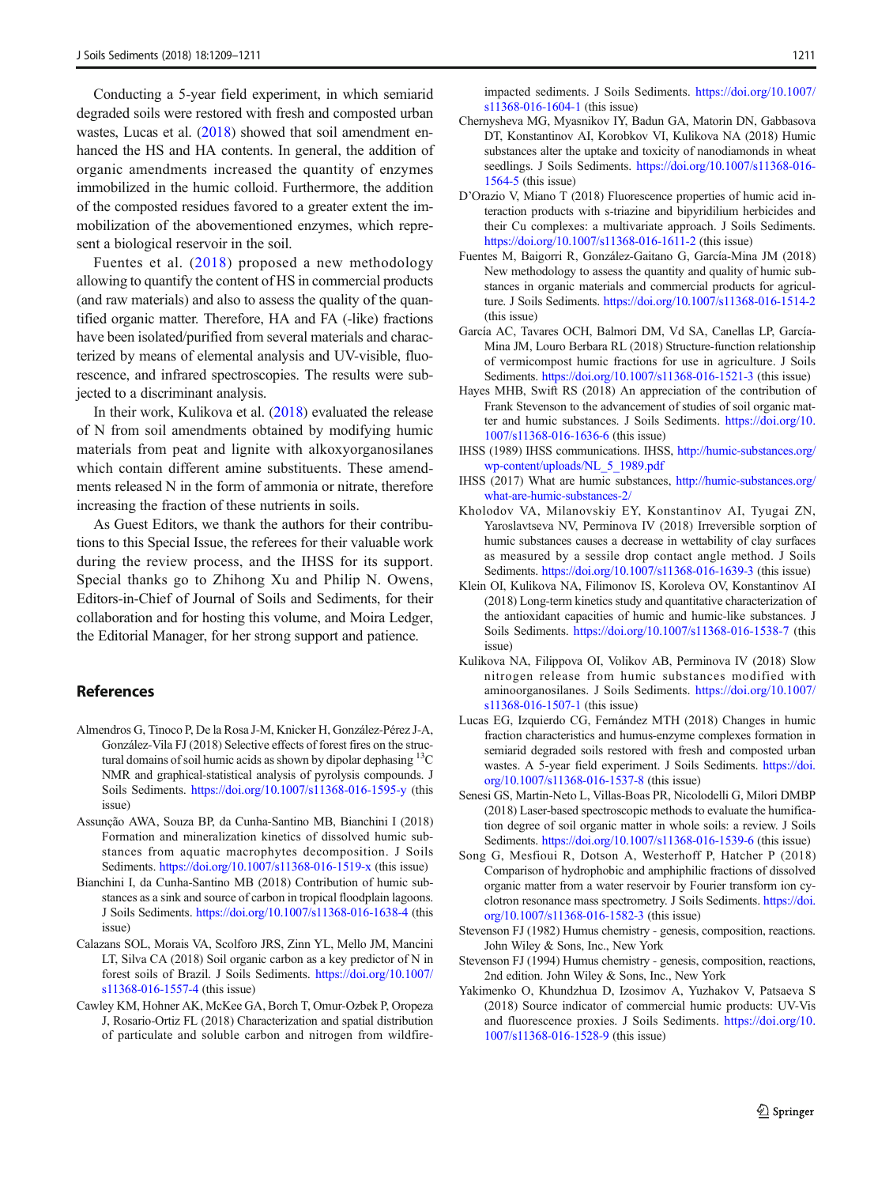Conducting a 5-year field experiment, in which semiarid degraded soils were restored with fresh and composted urban wastes, Lucas et al. (2018) showed that soil amendment enhanced the HS and HA contents. In general, the addition of organic amendments increased the quantity of enzymes immobilized in the humic colloid. Furthermore, the addition of the composted residues favored to a greater extent the immobilization of the abovementioned enzymes, which represent a biological reservoir in the soil.

Fuentes et al. (2018) proposed a new methodology allowing to quantify the content of HS in commercial products (and raw materials) and also to assess the quality of the quantified organic matter. Therefore, HA and FA (-like) fractions have been isolated/purified from several materials and characterized by means of elemental analysis and UV-visible, fluorescence, and infrared spectroscopies. The results were subjected to a discriminant analysis.

In their work, Kulikova et al. (2018) evaluated the release of N from soil amendments obtained by modifying humic materials from peat and lignite with alkoxyorganosilanes which contain different amine substituents. These amendments released N in the form of ammonia or nitrate, therefore increasing the fraction of these nutrients in soils.

As Guest Editors, we thank the authors for their contributions to this Special Issue, the referees for their valuable work during the review process, and the IHSS for its support. Special thanks go to Zhihong Xu and Philip N. Owens, Editors-in-Chief of Journal of Soils and Sediments, for their collaboration and for hosting this volume, and Moira Ledger, the Editorial Manager, for her strong support and patience.

## References

Almendros G, Tinoco P, De la Rosa J-M, Knicker H, González-Pérez J-A, González-Vila FJ (2018) Selective effects of forest fires on the structural domains of soil humic acids as shown by dipolar dephasing $^{13}$C NMR and graphical-statistical analysis of pyrolysis compounds. J Soils Sediments. https://doi.org/10.1007/s11368-016-1595-y (this issue)

Assunção AWA, Souza BP, da Cunha-Santino MB, Bianchini I (2018) Formation and mineralization kinetics of dissolved humic substances from aquatic macrophytes decomposition. J Soils Sediments. https://doi.org/10.1007/s11368-016-1519-x (this issue)

Bianchini I, da Cunha-Santino MB (2018) Contribution of humic substances as a sink and source of carbon in tropical floodplain lagoons. J Soils Sediments. https://doi.org/10.1007/s11368-016-1638-4 (this issue)

Calazans SOL, Morais VA, Scolforo JRS, Zinn YL, Mello JM, Mancini LT, Silva CA (2018) Soil organic carbon as a key predictor of N in forest soils of Brazil. J Soils Sediments. https://doi.org/10.1007/s11368-016-1557-4 (this issue)

Cawley KM, Hohner AK, McKee GA, Borch T, Omur-Ozbek P, Oropeza J, Rosario-Ortiz FL (2018) Characterization and spatial distribution of particulate and soluble carbon and nitrogen from wildfire-impacted sediments. J Soils Sediments. https://doi.org/10.1007/s11368-016-1604-1 (this issue)

Chernysheva MG, Myasnikov IY, Badun GA, Matorin DN, Gabbasova DT, Konstantinov AI, Korobkov VI, Kulikova NA (2018) Humic substances alter the uptake and toxicity of nanodiamonds in wheat seedlings. J Soils Sediments. https://doi.org/10.1007/s11368-016-1564-5 (this issue)

D'Orazio V, Miano T (2018) Fluorescence properties of humic acid interaction products with s-triazine and bipyridilium herbicides and their Cu complexes: a multivariate approach. J Soils Sediments. https://doi.org/10.1007/s11368-016-1611-2 (this issue)

Fuentes M, Baigorri R, González-Gaitano G, García-Mina JM (2018) New methodology to assess the quantity and quality of humic substances in organic materials and commercial products for agriculture. J Soils Sediments. https://doi.org/10.1007/s11368-016-1514-2 (this issue)

García AC, Tavares OCH, Balmori DM, Vd SA, Canellas LP, García-Mina JM, Louro Berbara RL (2018) Structure-function relationship of vermicompost humic fractions for use in agriculture. J Soils Sediments. https://doi.org/10.1007/s11368-016-1521-3 (this issue)

Hayes MHB, Swift RS (2018) An appreciation of the contribution of Frank Stevenson to the advancement of studies of soil organic matter and humic substances. J Soils Sediments. https://doi.org/10.1007/s11368-016-1636-6 (this issue)

IHSS (1989) IHSS communications. IHSS, http://humic-substances.org/wp-content/uploads/NL_5_1989.pdf

IHSS (2017) What are humic substances, http://humic-substances.org/what-are-humic-substances-2/

Kholodov VA, Milanovskiy EY, Konstantinov AI, Tyugai ZN, Yaroslavtseva NV, Perminova IV (2018) Irreversible sorption of humic substances causes a decrease in wettability of clay surfaces as measured by a sessile drop contact angle method. J Soils Sediments. https://doi.org/10.1007/s11368-016-1639-3 (this issue)

Klein OI, Kulikova NA, Filimonov IS, Koroleva OV, Konstantinov AI (2018) Long-term kinetics study and quantitative characterization of the antioxidant capacities of humic and humic-like substances. J Soils Sediments. https://doi.org/10.1007/s11368-016-1538-7 (this issue)

Kulikova NA, Filippova OI, Volikov AB, Perminova IV (2018) Slow nitrogen release from humic substances modified with aminoorganosilanes. J Soils Sediments. https://doi.org/10.1007/s11368-016-1507-1 (this issue)

Lucas EG, Izquierdo CG, Fernández MTH (2018) Changes in humic fraction characteristics and humus-enzyme complexes formation in semiarid degraded soils restored with fresh and composted urban wastes. A 5-year field experiment. J Soils Sediments. https://doi.org/10.1007/s11368-016-1537-8 (this issue)

Senesi GS, Martin-Neto L, Villas-Boas PR, Nicolodelli G, Milori DMBP (2018) Laser-based spectroscopic methods to evaluate the humification degree of soil organic matter in whole soils: a review. J Soils Sediments. https://doi.org/10.1007/s11368-016-1539-6 (this issue)

Song G, Mesfioui R, Dotson A, Westerhoff P, Hatcher P (2018) Comparison of hydrophobic and amphiphilic fractions of dissolved organic matter from a water reservoir by Fourier transform ion cyclotron resonance mass spectrometry. J Soils Sediments. https://doi.org/10.1007/s11368-016-1582-3 (this issue)

Stevenson FJ (1982) Humus chemistry - genesis, composition, reactions. John Wiley & Sons, Inc., New York

Stevenson FJ (1994) Humus chemistry - genesis, composition, reactions, 2nd edition. John Wiley & Sons, Inc., New York

Yakimenko O, Khundzhua D, Izosimov A, Yuzhakov V, Patsaeva S (2018) Source indicator of commercial humic products: UV-Vis and fluorescence proxies. J Soils Sediments. https://doi.org/10.1007/s11368-016-1528-9 (this issue)